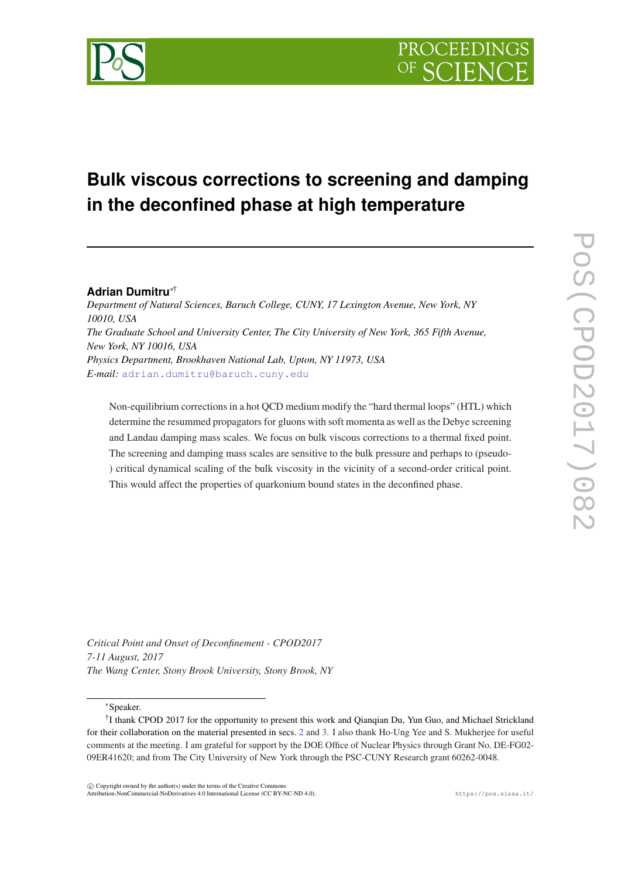# Bulk viscous corrections to screening and damping in the deconfined phase at high temperature

**Adrian Dumitru**[∗†]

*Department of Natural Sciences, Baruch College, CUNY, 17 Lexington Avenue, New York, NY 10010, USA*
*The Graduate School and University Center, The City University of New York, 365 Fifth Avenue, New York, NY 10016, USA*
*Physics Department, Brookhaven National Lab, Upton, NY 11973, USA*
*E-mail:* adrian.dumitru@baruch.cuny.edu

Non-equilibrium corrections in a hot QCD medium modify the "hard thermal loops" (HTL) which determine the resummed propagators for gluons with soft momenta as well as the Debye screening and Landau damping mass scales. We focus on bulk viscous corrections to a thermal fixed point. The screening and damping mass scales are sensitive to the bulk pressure and perhaps to (pseudo-) critical dynamical scaling of the bulk viscosity in the vicinity of a second-order critical point. This would affect the properties of quarkonium bound states in the deconfined phase.

*Critical Point and Onset of Deconfinement - CPOD2017*
*7-11 August, 2017*
*The Wang Center, Stony Brook University, Stony Brook, NY*

---

[∗]Speaker.

[†]I thank CPOD 2017 for the opportunity to present this work and Qianqian Du, Yun Guo, and Michael Strickland for their collaboration on the material presented in secs. 2 and 3. I also thank Ho-Ung Yee and S. Mukherjee for useful comments at the meeting. I am grateful for support by the DOE Office of Nuclear Physics through Grant No. DE-FG02-09ER41620; and from The City University of New York through the PSC-CUNY Research grant 60262-0048.

© Copyright owned by the author(s) under the terms of the Creative Commons Attribution-NonCommercial-NoDerivatives 4.0 International License (CC BY-NC-ND 4.0).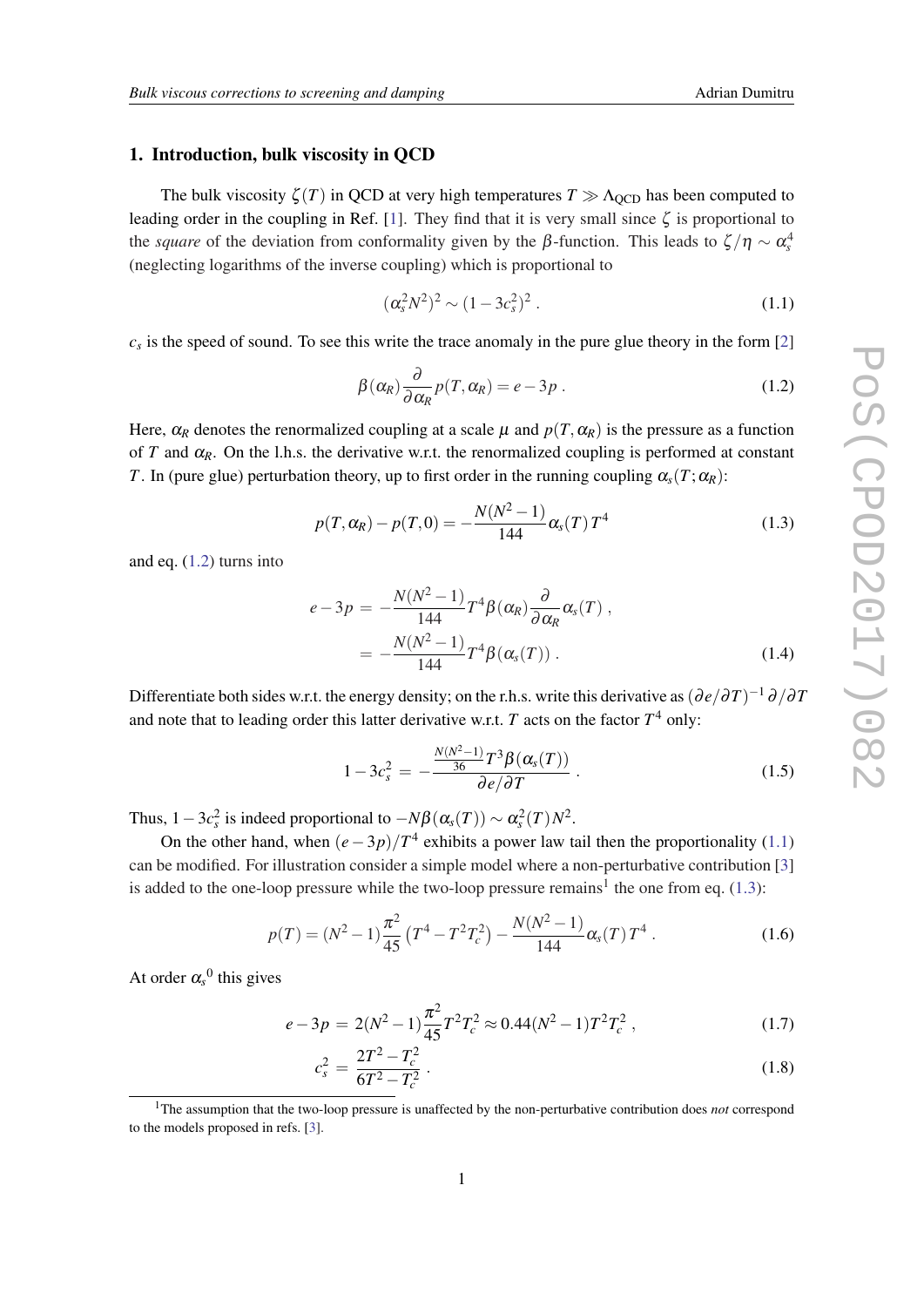## 1. Introduction, bulk viscosity in QCD

The bulk viscosity $\zeta(T)$ in QCD at very high temperatures $T \gg \Lambda_{\rm QCD}$ has been computed to leading order in the coupling in Ref. [1]. They find that it is very small since $\zeta$ is proportional to the *square* of the deviation from conformality given by the $\beta$-function. This leads to $\zeta/\eta \sim \alpha_s^4$ (neglecting logarithms of the inverse coupling) which is proportional to

$$(\alpha_s^2 N^2)^2 \sim (1-3c_s^2)^2 \ . \tag{1.1}$$

$c_s$ is the speed of sound. To see this write the trace anomaly in the pure glue theory in the form [2]

$$\beta(\alpha_R) \frac{\partial}{\partial \alpha_R} p(T, \alpha_R) = e - 3p \ . \tag{1.2}$$

Here, $\alpha_R$ denotes the renormalized coupling at a scale $\mu$ and $p(T, \alpha_R)$ is the pressure as a function of $T$ and $\alpha_R$. On the l.h.s. the derivative w.r.t. the renormalized coupling is performed at constant $T$. In (pure glue) perturbation theory, up to first order in the running coupling $\alpha_s(T; \alpha_R)$:

$$p(T, \alpha_R) - p(T, 0) = -\frac{N(N^2-1)}{144} \alpha_s(T) \, T^4 \tag{1.3}$$

and eq. (1.2) turns into

$$\begin{aligned} e - 3p &= -\frac{N(N^2-1)}{144} T^4 \beta(\alpha_R) \frac{\partial}{\partial \alpha_R} \alpha_s(T) \ , \\ &= -\frac{N(N^2-1)}{144} T^4 \beta(\alpha_s(T)) \ . \end{aligned} \tag{1.4}$$

Differentiate both sides w.r.t. the energy density; on the r.h.s. write this derivative as $(\partial e/\partial T)^{-1} \partial/\partial T$ and note that to leading order this latter derivative w.r.t. $T$ acts on the factor $T^4$ only:

$$1 - 3c_s^2 = -\frac{\frac{N(N^2-1)}{36} T^3 \beta(\alpha_s(T))}{\partial e/\partial T} \ . \tag{1.5}$$

Thus, $1 - 3c_s^2$ is indeed proportional to $-N\beta(\alpha_s(T)) \sim \alpha_s^2(T) N^2$.

On the other hand, when $(e-3p)/T^4$ exhibits a power law tail then the proportionality (1.1) can be modified. For illustration consider a simple model where a non-perturbative contribution [3] is added to the one-loop pressure while the two-loop pressure remains[1] the one from eq. (1.3):

$$p(T) = (N^2-1) \frac{\pi^2}{45} \left( T^4 - T^2 T_c^2 \right) - \frac{N(N^2-1)}{144} \alpha_s(T) \, T^4 \ . \tag{1.6}$$

At order ${\alpha_s}^0$ this gives

$$e - 3p = 2(N^2-1) \frac{\pi^2}{45} T^2 T_c^2 \approx 0.44 (N^2-1) T^2 T_c^2 \ , \tag{1.7}$$

$$c_s^2 = \frac{2T^2 - T_c^2}{6T^2 - T_c^2} \ . \tag{1.8}$$

[1] The assumption that the two-loop pressure is unaffected by the non-perturbative contribution does *not* correspond to the models proposed in refs. [3].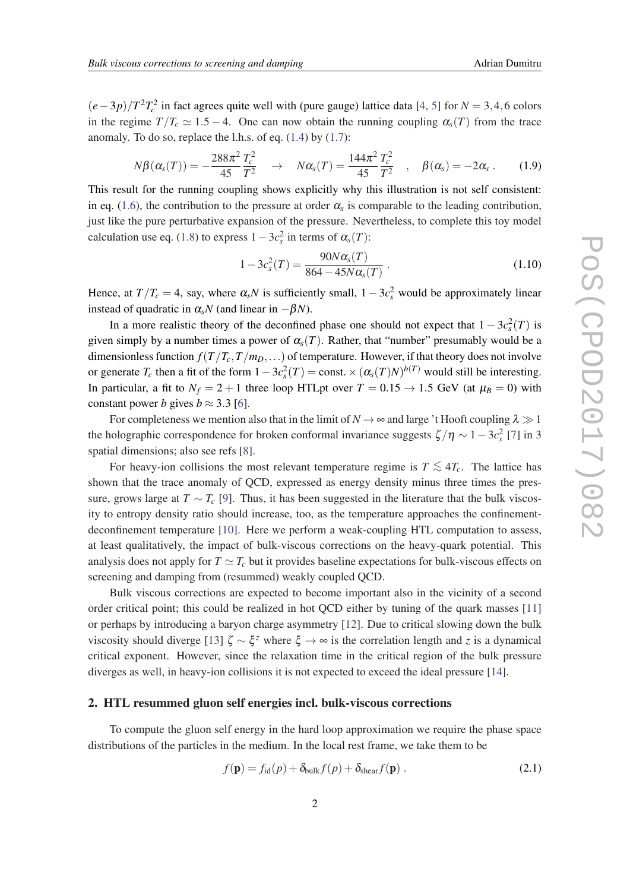$(e-3p)/T^2T_c^2$ in fact agrees quite well with (pure gauge) lattice data [4, 5] for $N = 3,4,6$ colors in the regime $T/T_c \simeq 1.5-4$. One can now obtain the running coupling $\alpha_s(T)$ from the trace anomaly. To do so, replace the l.h.s. of eq. (1.4) by (1.7):

$$N\beta(\alpha_s(T)) = -\frac{288\pi^2}{45}\frac{T_c^2}{T^2} \quad \rightarrow \quad N\alpha_s(T) = \frac{144\pi^2}{45}\frac{T_c^2}{T^2} \quad , \quad \beta(\alpha_s) = -2\alpha_s \; . \tag{1.9}$$

This result for the running coupling shows explicitly why this illustration is not self consistent: in eq. (1.6), the contribution to the pressure at order $\alpha_s$ is comparable to the leading contribution, just like the pure perturbative expansion of the pressure. Nevertheless, to complete this toy model calculation use eq. (1.8) to express $1-3c_s^2$ in terms of $\alpha_s(T)$:

$$1-3c_s^2(T) = \frac{90N\alpha_s(T)}{864-45N\alpha_s(T)} \; . \tag{1.10}$$

Hence, at $T/T_c = 4$, say, where $\alpha_s N$ is sufficiently small, $1-3c_s^2$ would be approximately linear instead of quadratic in $\alpha_s N$ (and linear in $-\beta N$).

In a more realistic theory of the deconfined phase one should not expect that $1-3c_s^2(T)$ is given simply by a number times a power of $\alpha_s(T)$. Rather, that "number" presumably would be a dimensionless function $f(T/T_c, T/m_D, \ldots)$ of temperature. However, if that theory does not involve or generate $T_c$ then a fit of the form $1-3c_s^2(T) = \text{const.} \times (\alpha_s(T)N)^{b(T)}$ would still be interesting. In particular, a fit to $N_f = 2+1$ three loop HTLpt over $T = 0.15 \rightarrow 1.5$ GeV (at $\mu_B = 0$) with constant power $b$ gives $b \approx 3.3$ [6].

For completeness we mention also that in the limit of $N \rightarrow \infty$ and large 't Hooft coupling $\lambda \gg 1$ the holographic correspondence for broken conformal invariance suggests $\zeta/\eta \sim 1-3c_s^2$ [7] in 3 spatial dimensions; also see refs [8].

For heavy-ion collisions the most relevant temperature regime is $T \lesssim 4T_c$. The lattice has shown that the trace anomaly of QCD, expressed as energy density minus three times the pressure, grows large at $T \sim T_c$ [9]. Thus, it has been suggested in the literature that the bulk viscosity to entropy density ratio should increase, too, as the temperature approaches the confinement-deconfinement temperature [10]. Here we perform a weak-coupling HTL computation to assess, at least qualitatively, the impact of bulk-viscous corrections on the heavy-quark potential. This analysis does not apply for $T \simeq T_c$ but it provides baseline expectations for bulk-viscous effects on screening and damping from (resummed) weakly coupled QCD.

Bulk viscous corrections are expected to become important also in the vicinity of a second order critical point; this could be realized in hot QCD either by tuning of the quark masses [11] or perhaps by introducing a baryon charge asymmetry [12]. Due to critical slowing down the bulk viscosity should diverge [13] $\zeta \sim \xi^z$ where $\xi \rightarrow \infty$ is the correlation length and $z$ is a dynamical critical exponent. However, since the relaxation time in the critical region of the bulk pressure diverges as well, in heavy-ion collisions it is not expected to exceed the ideal pressure [14].

## 2. HTL resummed gluon self energies incl. bulk-viscous corrections

To compute the gluon self energy in the hard loop approximation we require the phase space distributions of the particles in the medium. In the local rest frame, we take them to be

$$f(\mathbf{p}) = f_{\text{id}}(p) + \delta_{\text{bulk}} f(p) + \delta_{\text{shear}} f(\mathbf{p}) \; . \tag{2.1}$$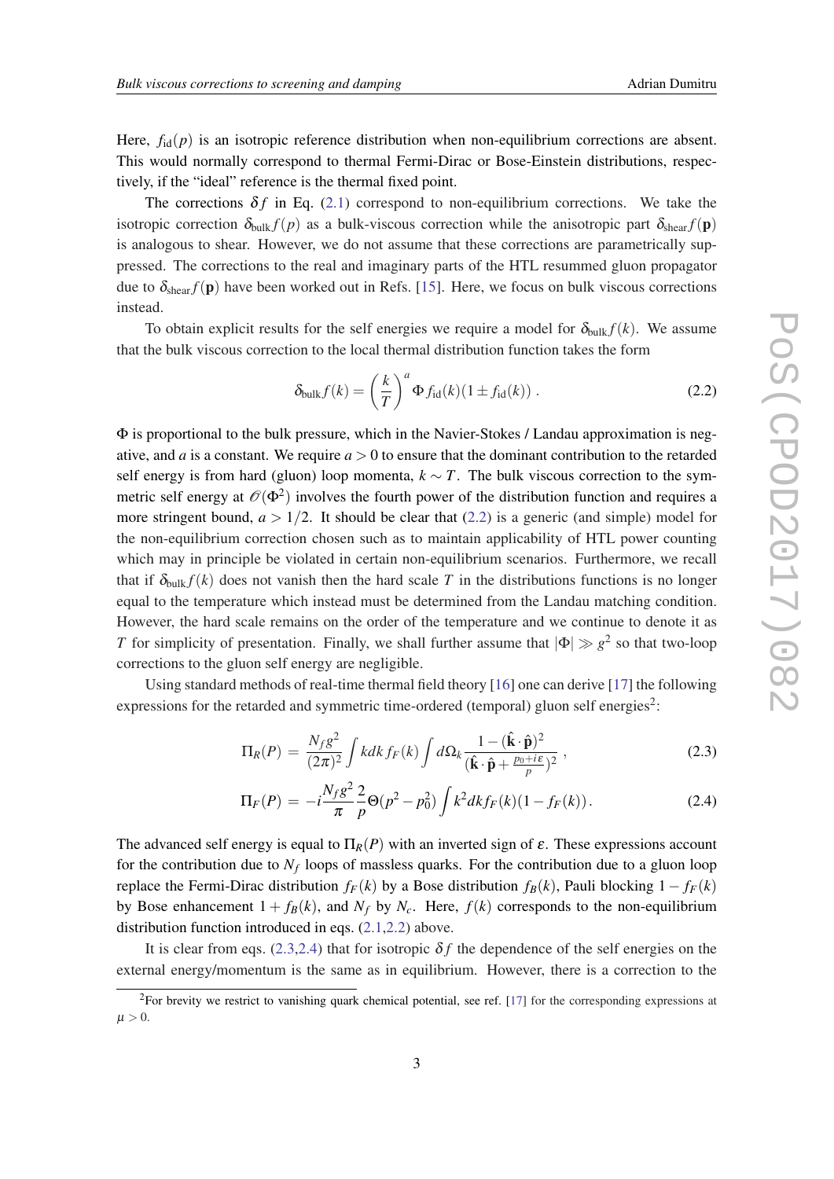Here, $f_{\rm id}(p)$ is an isotropic reference distribution when non-equilibrium corrections are absent. This would normally correspond to thermal Fermi-Dirac or Bose-Einstein distributions, respectively, if the "ideal" reference is the thermal fixed point.

The corrections $\delta f$ in Eq. (2.1) correspond to non-equilibrium corrections. We take the isotropic correction $\delta_{\rm bulk} f(p)$ as a bulk-viscous correction while the anisotropic part $\delta_{\rm shear} f(\mathbf{p})$ is analogous to shear. However, we do not assume that these corrections are parametrically suppressed. The corrections to the real and imaginary parts of the HTL resummed gluon propagator due to $\delta_{\rm shear} f(\mathbf{p})$ have been worked out in Refs. [15]. Here, we focus on bulk viscous corrections instead.

To obtain explicit results for the self energies we require a model for $\delta_{\rm bulk} f(k)$. We assume that the bulk viscous correction to the local thermal distribution function takes the form

$$\delta_{\rm bulk} f(k) = \left(\frac{k}{T}\right)^a \Phi\, f_{\rm id}(k)(1 \pm f_{\rm id}(k)) \,. \tag{2.2}$$

$\Phi$ is proportional to the bulk pressure, which in the Navier-Stokes / Landau approximation is negative, and $a$ is a constant. We require $a > 0$ to ensure that the dominant contribution to the retarded self energy is from hard (gluon) loop momenta, $k \sim T$. The bulk viscous correction to the symmetric self energy at $\mathscr{O}(\Phi^2)$ involves the fourth power of the distribution function and requires a more stringent bound, $a > 1/2$. It should be clear that (2.2) is a generic (and simple) model for the non-equilibrium correction chosen such as to maintain applicability of HTL power counting which may in principle be violated in certain non-equilibrium scenarios. Furthermore, we recall that if $\delta_{\rm bulk} f(k)$ does not vanish then the hard scale $T$ in the distributions functions is no longer equal to the temperature which instead must be determined from the Landau matching condition. However, the hard scale remains on the order of the temperature and we continue to denote it as $T$ for simplicity of presentation. Finally, we shall further assume that $|\Phi| \gg g^2$ so that two-loop corrections to the gluon self energy are negligible.

Using standard methods of real-time thermal field theory [16] one can derive [17] the following expressions for the retarded and symmetric time-ordered (temporal) gluon self energies[2]:

$$\Pi_R(P) = \frac{N_f g^2}{(2\pi)^2} \int k dk\, f_F(k) \int d\Omega_k \frac{1 - (\hat{\mathbf{k}} \cdot \hat{\mathbf{p}})^2}{(\hat{\mathbf{k}} \cdot \hat{\mathbf{p}} + \frac{p_0 + i\varepsilon}{p})^2} \,, \tag{2.3}$$

$$\Pi_F(P) = -i \frac{N_f g^2}{\pi} \frac{2}{p} \Theta(p^2 - p_0^2) \int k^2 dk\, f_F(k)(1 - f_F(k)) \,. \tag{2.4}$$

The advanced self energy is equal to $\Pi_R(P)$ with an inverted sign of $\varepsilon$. These expressions account for the contribution due to $N_f$ loops of massless quarks. For the contribution due to a gluon loop replace the Fermi-Dirac distribution $f_F(k)$ by a Bose distribution $f_B(k)$, Pauli blocking $1 - f_F(k)$ by Bose enhancement $1 + f_B(k)$, and $N_f$ by $N_c$. Here, $f(k)$ corresponds to the non-equilibrium distribution function introduced in eqs. (2.1,2.2) above.

It is clear from eqs. (2.3,2.4) that for isotropic $\delta f$ the dependence of the self energies on the external energy/momentum is the same as in equilibrium. However, there is a correction to the

[2] For brevity we restrict to vanishing quark chemical potential, see ref. [17] for the corresponding expressions at $\mu > 0$.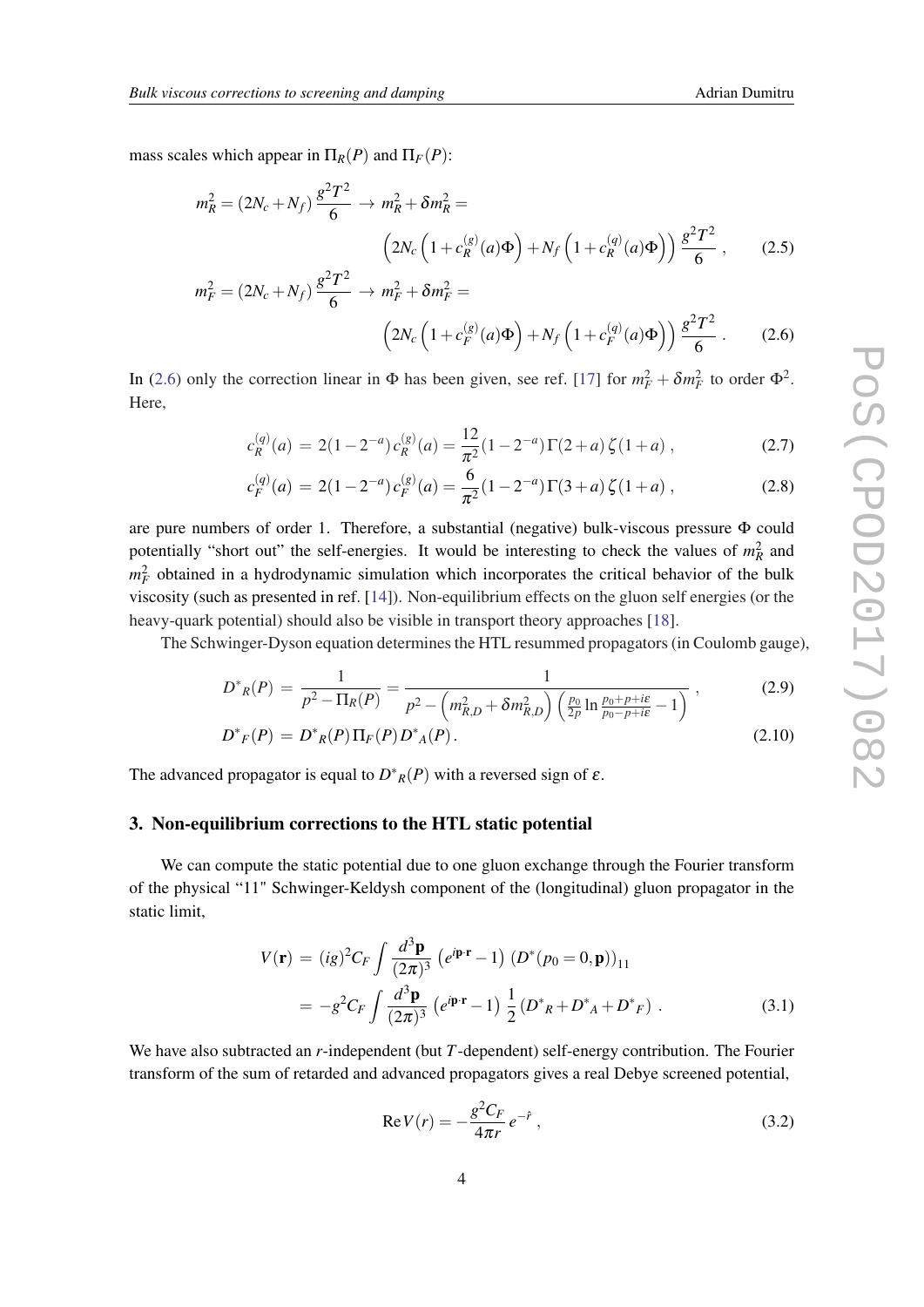mass scales which appear in $\Pi_R(P)$ and $\Pi_F(P)$:

$$
\begin{aligned}
m_R^2 = (2N_c + N_f)\,\frac{g^2T^2}{6} \;\to\; m_R^2 + \delta m_R^2 = \\
\left(2N_c\left(1 + c_R^{(g)}(a)\Phi\right) + N_f\left(1 + c_R^{(q)}(a)\Phi\right)\right)\frac{g^2T^2}{6}\,, \qquad (2.5)
\end{aligned}
$$

$$
\begin{aligned}
m_F^2 = (2N_c + N_f)\,\frac{g^2T^2}{6} \;\to\; m_F^2 + \delta m_F^2 = \\
\left(2N_c\left(1 + c_F^{(g)}(a)\Phi\right) + N_f\left(1 + c_F^{(q)}(a)\Phi\right)\right)\frac{g^2T^2}{6}\,. \qquad (2.6)
\end{aligned}
$$

In (2.6) only the correction linear in $\Phi$ has been given, see ref. [17] for $m_F^2 + \delta m_F^2$ to order $\Phi^2$. Here,

$$
c_R^{(q)}(a) \,=\, 2(1-2^{-a})\,c_R^{(g)}(a) = \frac{12}{\pi^2}(1-2^{-a})\,\Gamma(2+a)\,\zeta(1+a)\,, \qquad (2.7)
$$

$$
c_F^{(q)}(a) \,=\, 2(1-2^{-a})\,c_F^{(g)}(a) = \frac{6}{\pi^2}(1-2^{-a})\,\Gamma(3+a)\,\zeta(1+a)\,, \qquad (2.8)
$$

are pure numbers of order 1. Therefore, a substantial (negative) bulk-viscous pressure $\Phi$ could potentially "short out" the self-energies. It would be interesting to check the values of $m_R^2$ and $m_F^2$ obtained in a hydrodynamic simulation which incorporates the critical behavior of the bulk viscosity (such as presented in ref. [14]). Non-equilibrium effects on the gluon self energies (or the heavy-quark potential) should also be visible in transport theory approaches [18].

The Schwinger-Dyson equation determines the HTL resummed propagators (in Coulomb gauge),

$$
D^*{}_R(P) \,=\, \frac{1}{p^2 - \Pi_R(P)} = \frac{1}{p^2 - \left(m_{R,D}^2 + \delta m_{R,D}^2\right)\left(\frac{p_0}{2p}\ln\frac{p_0+p+i\varepsilon}{p_0-p+i\varepsilon} - 1\right)}\,, \qquad (2.9)
$$

$$
D^*{}_F(P) \,=\, D^*{}_R(P)\,\Pi_F(P)\,D^*{}_A(P)\,. \qquad (2.10)
$$

The advanced propagator is equal to $D^*{}_R(P)$ with a reversed sign of $\varepsilon$.

## 3. Non-equilibrium corrections to the HTL static potential

We can compute the static potential due to one gluon exchange through the Fourier transform of the physical "11" Schwinger-Keldysh component of the (longitudinal) gluon propagator in the static limit,

$$
\begin{aligned}
V(\mathbf{r}) \,&=\, (ig)^2 C_F \int \frac{d^3\mathbf{p}}{(2\pi)^3}\left(e^{i\mathbf{p}\cdot\mathbf{r}} - 1\right)\left(D^*(p_0 = 0, \mathbf{p})\right)_{11} \\
&=\, -g^2 C_F \int \frac{d^3\mathbf{p}}{(2\pi)^3}\left(e^{i\mathbf{p}\cdot\mathbf{r}} - 1\right)\frac{1}{2}\left(D^*{}_R + D^*{}_A + D^*{}_F\right)\,. \qquad (3.1)
\end{aligned}
$$

We have also subtracted an $r$-independent (but $T$-dependent) self-energy contribution. The Fourier transform of the sum of retarded and advanced propagators gives a real Debye screened potential,

$$
\mathrm{Re}\,V(r) = -\frac{g^2 C_F}{4\pi r}\,e^{-\hat{r}}\,, \qquad (3.2)
$$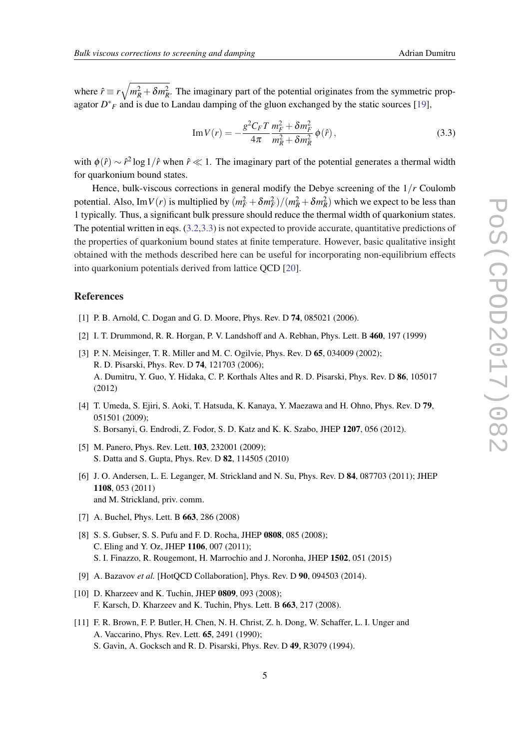where $\hat{r} \equiv r\sqrt{m_R^2 + \delta m_R^2}$. The imaginary part of the potential originates from the symmetric propagator $D^*{}_F$ and is due to Landau damping of the gluon exchanged by the static sources [19],

$$\mathrm{Im}\,V(r) = -\frac{g^2 C_F T}{4\pi} \frac{m_F^2 + \delta m_F^2}{m_R^2 + \delta m_R^2} \phi(\hat{r}), \tag{3.3}$$

with $\phi(\hat{r}) \sim \hat{r}^2 \log 1/\hat{r}$ when $\hat{r} \ll 1$. The imaginary part of the potential generates a thermal width for quarkonium bound states.

Hence, bulk-viscous corrections in general modify the Debye screening of the $1/r$ Coulomb potential. Also, $\mathrm{Im}\,V(r)$ is multiplied by $(m_F^2 + \delta m_F^2)/(m_R^2 + \delta m_R^2)$ which we expect to be less than 1 typically. Thus, a significant bulk pressure should reduce the thermal width of quarkonium states. The potential written in eqs. (3.2,3.3) is not expected to provide accurate, quantitative predictions of the properties of quarkonium bound states at finite temperature. However, basic qualitative insight obtained with the methods described here can be useful for incorporating non-equilibrium effects into quarkonium potentials derived from lattice QCD [20].

## References

[1] P. B. Arnold, C. Dogan and G. D. Moore, Phys. Rev. D **74**, 085021 (2006).

[2] I. T. Drummond, R. R. Horgan, P. V. Landshoff and A. Rebhan, Phys. Lett. B **460**, 197 (1999)

[3] P. N. Meisinger, T. R. Miller and M. C. Ogilvie, Phys. Rev. D **65**, 034009 (2002);
R. D. Pisarski, Phys. Rev. D **74**, 121703 (2006);
A. Dumitru, Y. Guo, Y. Hidaka, C. P. Korthals Altes and R. D. Pisarski, Phys. Rev. D **86**, 105017 (2012)

[4] T. Umeda, S. Ejiri, S. Aoki, T. Hatsuda, K. Kanaya, Y. Maezawa and H. Ohno, Phys. Rev. D **79**, 051501 (2009);
S. Borsanyi, G. Endrodi, Z. Fodor, S. D. Katz and K. K. Szabo, JHEP **1207**, 056 (2012).

[5] M. Panero, Phys. Rev. Lett. **103**, 232001 (2009);
S. Datta and S. Gupta, Phys. Rev. D **82**, 114505 (2010)

[6] J. O. Andersen, L. E. Leganger, M. Strickland and N. Su, Phys. Rev. D **84**, 087703 (2011); JHEP **1108**, 053 (2011)
and M. Strickland, priv. comm.

[7] A. Buchel, Phys. Lett. B **663**, 286 (2008)

[8] S. S. Gubser, S. S. Pufu and F. D. Rocha, JHEP **0808**, 085 (2008);
C. Eling and Y. Oz, JHEP **1106**, 007 (2011);
S. I. Finazzo, R. Rougemont, H. Marrochio and J. Noronha, JHEP **1502**, 051 (2015)

[9] A. Bazavov *et al.* [HotQCD Collaboration], Phys. Rev. D **90**, 094503 (2014).

[10] D. Kharzeev and K. Tuchin, JHEP **0809**, 093 (2008);
F. Karsch, D. Kharzeev and K. Tuchin, Phys. Lett. B **663**, 217 (2008).

[11] F. R. Brown, F. P. Butler, H. Chen, N. H. Christ, Z. h. Dong, W. Schaffer, L. I. Unger and A. Vaccarino, Phys. Rev. Lett. **65**, 2491 (1990);
S. Gavin, A. Gocksch and R. D. Pisarski, Phys. Rev. D **49**, R3079 (1994).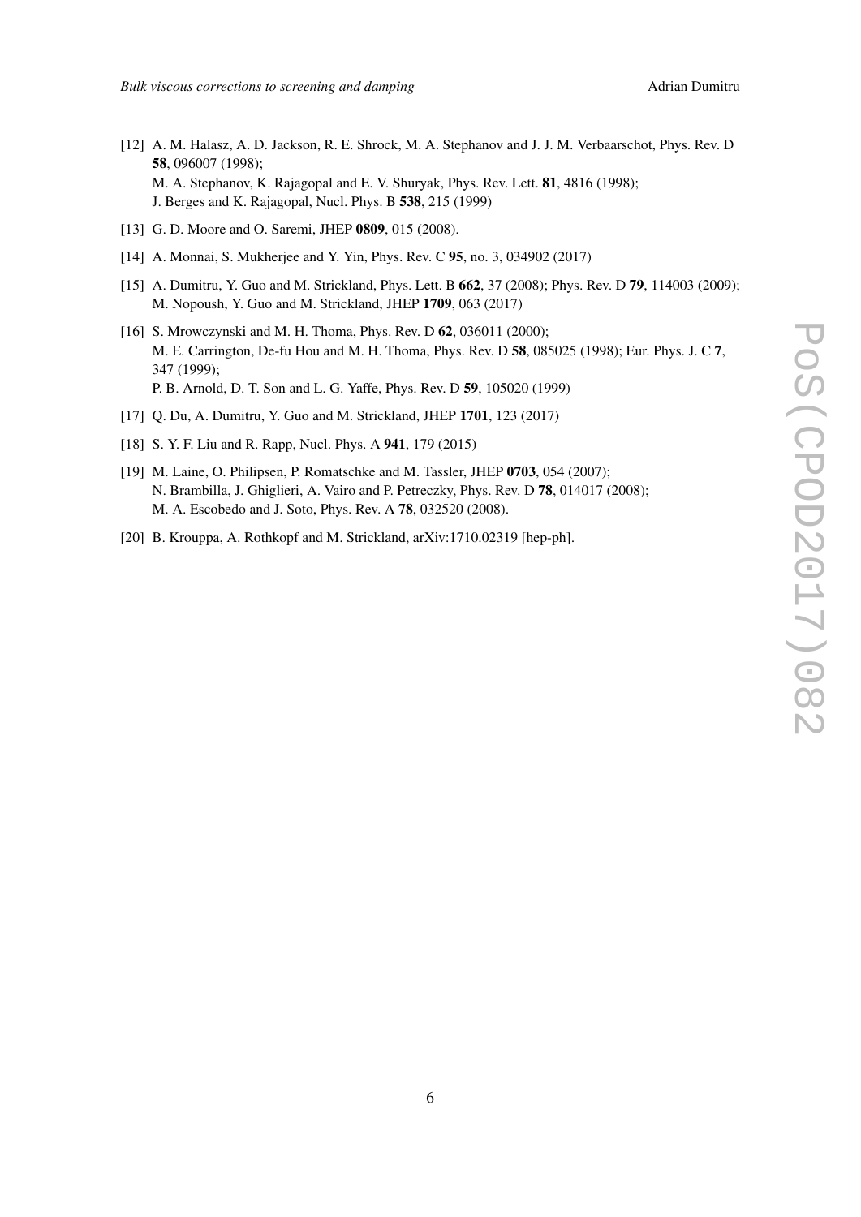[12] A. M. Halasz, A. D. Jackson, R. E. Shrock, M. A. Stephanov and J. J. M. Verbaarschot, Phys. Rev. D **58**, 096007 (1998);
M. A. Stephanov, K. Rajagopal and E. V. Shuryak, Phys. Rev. Lett. **81**, 4816 (1998);
J. Berges and K. Rajagopal, Nucl. Phys. B **538**, 215 (1999)

[13] G. D. Moore and O. Saremi, JHEP **0809**, 015 (2008).

[14] A. Monnai, S. Mukherjee and Y. Yin, Phys. Rev. C **95**, no. 3, 034902 (2017)

[15] A. Dumitru, Y. Guo and M. Strickland, Phys. Lett. B **662**, 37 (2008); Phys. Rev. D **79**, 114003 (2009);
M. Nopoush, Y. Guo and M. Strickland, JHEP **1709**, 063 (2017)

[16] S. Mrowczynski and M. H. Thoma, Phys. Rev. D **62**, 036011 (2000);
M. E. Carrington, De-fu Hou and M. H. Thoma, Phys. Rev. D **58**, 085025 (1998); Eur. Phys. J. C **7**, 347 (1999);
P. B. Arnold, D. T. Son and L. G. Yaffe, Phys. Rev. D **59**, 105020 (1999)

[17] Q. Du, A. Dumitru, Y. Guo and M. Strickland, JHEP **1701**, 123 (2017)

[18] S. Y. F. Liu and R. Rapp, Nucl. Phys. A **941**, 179 (2015)

[19] M. Laine, O. Philipsen, P. Romatschke and M. Tassler, JHEP **0703**, 054 (2007);
N. Brambilla, J. Ghiglieri, A. Vairo and P. Petreczky, Phys. Rev. D **78**, 014017 (2008);
M. A. Escobedo and J. Soto, Phys. Rev. A **78**, 032520 (2008).

[20] B. Krouppa, A. Rothkopf and M. Strickland, arXiv:1710.02319 [hep-ph].